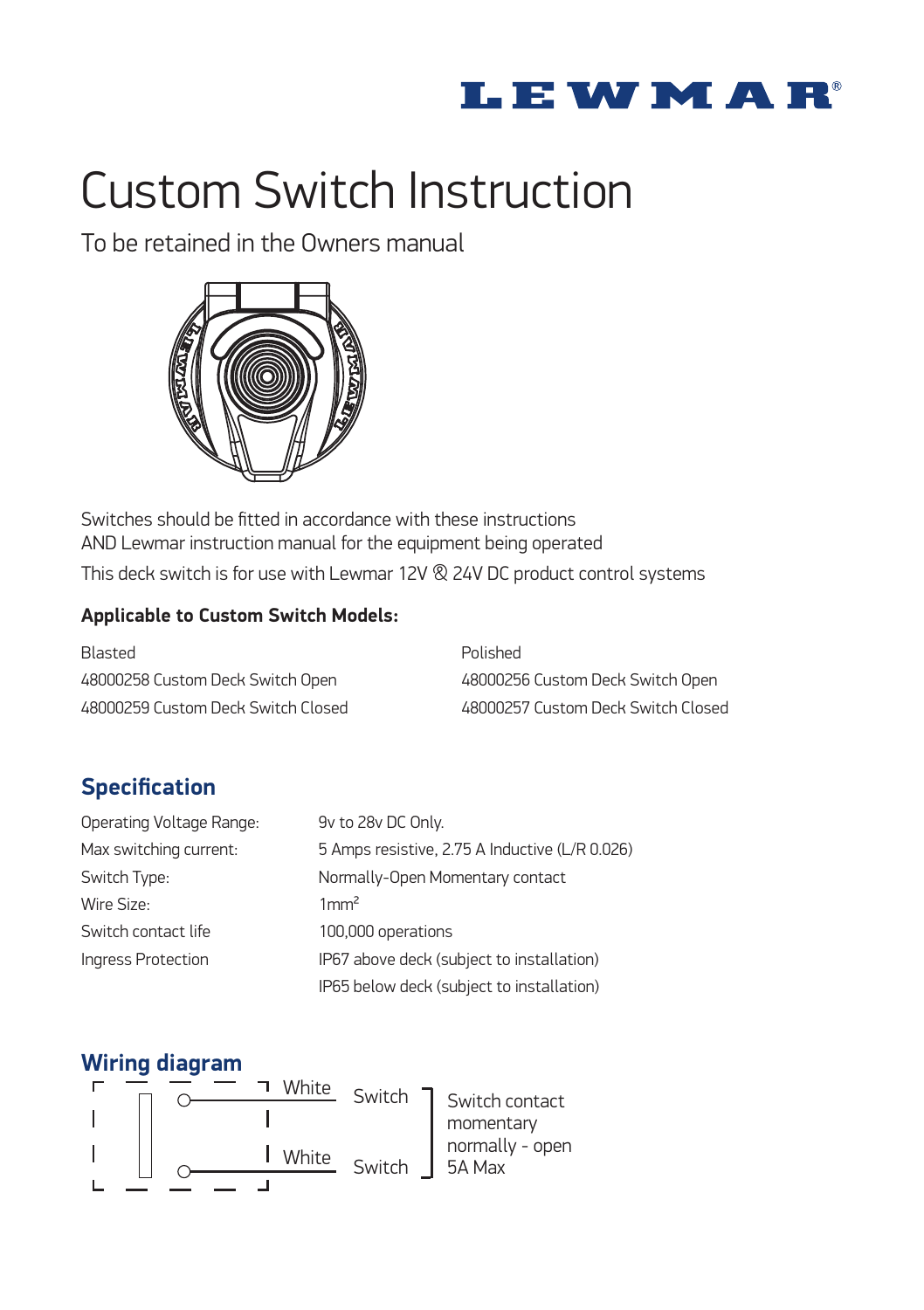LEWMAR®

# Custom Switch Instruction

To be retained in the Owners manual

Switches should be fitted in accordance with these instructions
AND Lewmar instruction manual for the equipment being operated

This deck switch is for use with Lewmar 12V & 24V DC product control systems

**Applicable to Custom Switch Models:**

| Blasted | Polished |
|---|---|
| 48000258 Custom Deck Switch Open | 48000256 Custom Deck Switch Open |
| 48000259 Custom Deck Switch Closed | 48000257 Custom Deck Switch Closed |

## Specification

| | |
|---|---|
| Operating Voltage Range: | 9v to 28v DC Only. |
| Max switching current: | 5 Amps resistive, 2.75 A Inductive (L/R 0.026) |
| Switch Type: | Normally-Open Momentary contact |
| Wire Size: | 1mm² |
| Switch contact life | 100,000 operations |
| Ingress Protection | IP67 above deck (subject to installation) |
| | IP65 below deck (subject to installation) |

## Wiring diagram

White — Switch
White — Switch

Switch contact momentary normally - open 5A Max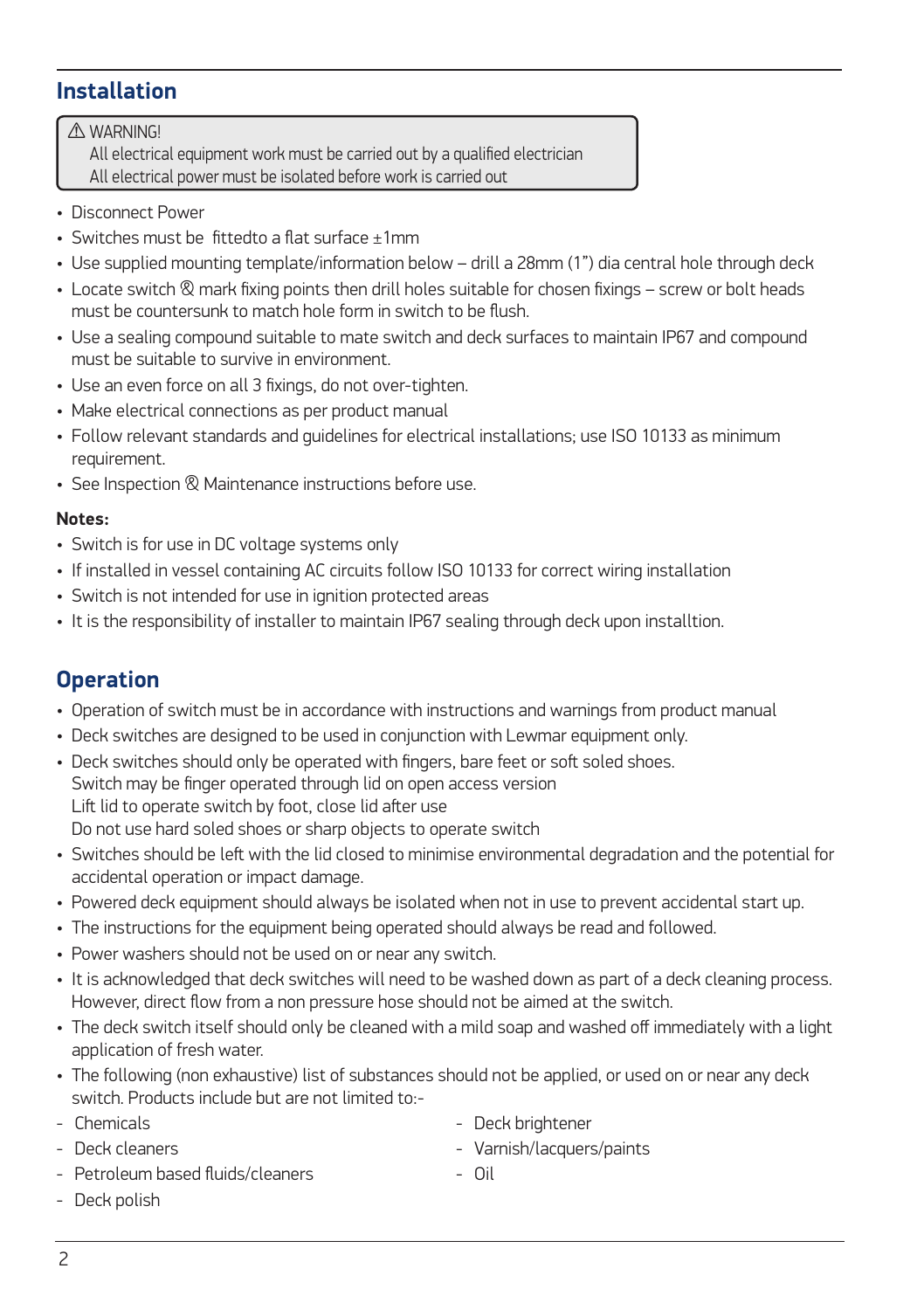## Installation

> ⚠ WARNING!
> All electrical equipment work must be carried out by a qualified electrician
> All electrical power must be isolated before work is carried out

- Disconnect Power
- Switches must be  fittedto a flat surface ±1mm
- Use supplied mounting template/information below – drill a 28mm (1") dia central hole through deck
- Locate switch & mark fixing points then drill holes suitable for chosen fixings – screw or bolt heads must be countersunk to match hole form in switch to be flush.
- Use a sealing compound suitable to mate switch and deck surfaces to maintain IP67 and compound must be suitable to survive in environment.
- Use an even force on all 3 fixings, do not over-tighten.
- Make electrical connections as per product manual
- Follow relevant standards and guidelines for electrical installations; use ISO 10133 as minimum requirement.
- See Inspection & Maintenance instructions before use.

**Notes:**

- Switch is for use in DC voltage systems only
- If installed in vessel containing AC circuits follow ISO 10133 for correct wiring installation
- Switch is not intended for use in ignition protected areas
- It is the responsibility of installer to maintain IP67 sealing through deck upon installtion.

## Operation

- Operation of switch must be in accordance with instructions and warnings from product manual
- Deck switches are designed to be used in conjunction with Lewmar equipment only.
- Deck switches should only be operated with fingers, bare feet or soft soled shoes.
  Switch may be finger operated through lid on open access version
  Lift lid to operate switch by foot, close lid after use
  Do not use hard soled shoes or sharp objects to operate switch
- Switches should be left with the lid closed to minimise environmental degradation and the potential for accidental operation or impact damage.
- Powered deck equipment should always be isolated when not in use to prevent accidental start up.
- The instructions for the equipment being operated should always be read and followed.
- Power washers should not be used on or near any switch.
- It is acknowledged that deck switches will need to be washed down as part of a deck cleaning process. However, direct flow from a non pressure hose should not be aimed at the switch.
- The deck switch itself should only be cleaned with a mild soap and washed off immediately with a light application of fresh water.
- The following (non exhaustive) list of substances should not be applied, or used on or near any deck switch. Products include but are not limited to:-

- Chemicals
- Deck cleaners
- Petroleum based fluids/cleaners
- Deck polish
- Deck brightener
- Varnish/lacquers/paints
- Oil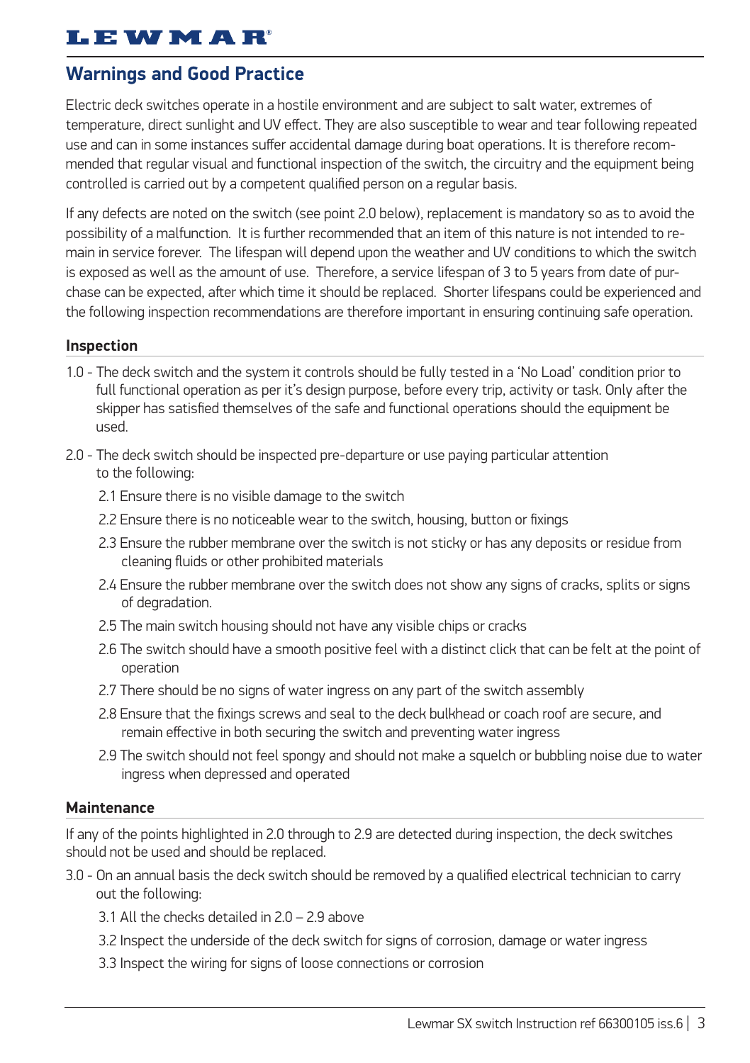## Warnings and Good Practice

Electric deck switches operate in a hostile environment and are subject to salt water, extremes of temperature, direct sunlight and UV effect. They are also susceptible to wear and tear following repeated use and can in some instances suffer accidental damage during boat operations. It is therefore recommended that regular visual and functional inspection of the switch, the circuitry and the equipment being controlled is carried out by a competent qualified person on a regular basis.

If any defects are noted on the switch (see point 2.0 below), replacement is mandatory so as to avoid the possibility of a malfunction. It is further recommended that an item of this nature is not intended to remain in service forever. The lifespan will depend upon the weather and UV conditions to which the switch is exposed as well as the amount of use. Therefore, a service lifespan of 3 to 5 years from date of purchase can be expected, after which time it should be replaced. Shorter lifespans could be experienced and the following inspection recommendations are therefore important in ensuring continuing safe operation.

### Inspection

1.0 - The deck switch and the system it controls should be fully tested in a 'No Load' condition prior to full functional operation as per it's design purpose, before every trip, activity or task. Only after the skipper has satisfied themselves of the safe and functional operations should the equipment be used.

2.0 - The deck switch should be inspected pre-departure or use paying particular attention to the following:

- 2.1 Ensure there is no visible damage to the switch
- 2.2 Ensure there is no noticeable wear to the switch, housing, button or fixings
- 2.3 Ensure the rubber membrane over the switch is not sticky or has any deposits or residue from cleaning fluids or other prohibited materials
- 2.4 Ensure the rubber membrane over the switch does not show any signs of cracks, splits or signs of degradation.
- 2.5 The main switch housing should not have any visible chips or cracks
- 2.6 The switch should have a smooth positive feel with a distinct click that can be felt at the point of operation
- 2.7 There should be no signs of water ingress on any part of the switch assembly
- 2.8 Ensure that the fixings screws and seal to the deck bulkhead or coach roof are secure, and remain effective in both securing the switch and preventing water ingress
- 2.9 The switch should not feel spongy and should not make a squelch or bubbling noise due to water ingress when depressed and operated

### Maintenance

If any of the points highlighted in 2.0 through to 2.9 are detected during inspection, the deck switches should not be used and should be replaced.

3.0 - On an annual basis the deck switch should be removed by a qualified electrical technician to carry out the following:

- 3.1 All the checks detailed in 2.0 – 2.9 above
- 3.2 Inspect the underside of the deck switch for signs of corrosion, damage or water ingress
- 3.3 Inspect the wiring for signs of loose connections or corrosion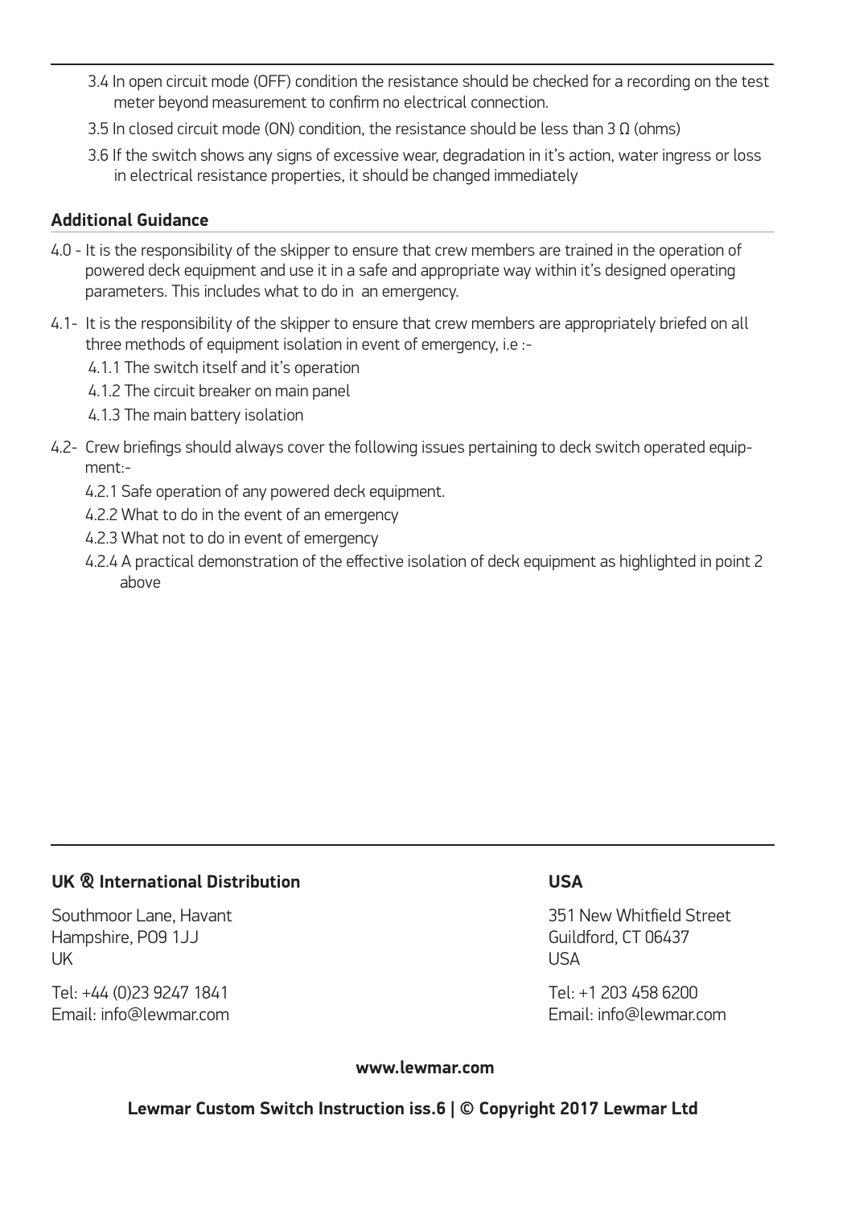3.4 In open circuit mode (OFF) condition the resistance should be checked for a recording on the test meter beyond measurement to confirm no electrical connection.

3.5 In closed circuit mode (ON) condition, the resistance should be less than 3 Ω (ohms)

3.6 If the switch shows any signs of excessive wear, degradation in it's action, water ingress or loss in electrical resistance properties, it should be changed immediately

**Additional Guidance**

4.0 - It is the responsibility of the skipper to ensure that crew members are trained in the operation of powered deck equipment and use it in a safe and appropriate way within it's designed operating parameters. This includes what to do in an emergency.

4.1- It is the responsibility of the skipper to ensure that crew members are appropriately briefed on all three methods of equipment isolation in event of emergency, i.e :-

4.1.1 The switch itself and it's operation

4.1.2 The circuit breaker on main panel

4.1.3 The main battery isolation

4.2- Crew briefings should always cover the following issues pertaining to deck switch operated equipment:-

4.2.1 Safe operation of any powered deck equipment.

4.2.2 What to do in the event of an emergency

4.2.3 What not to do in event of emergency

4.2.4 A practical demonstration of the effective isolation of deck equipment as highlighted in point 2 above

**UK & International Distribution**

Southmoor Lane, Havant
Hampshire, PO9 1JJ
UK

Tel: +44 (0)23 9247 1841
Email: info@lewmar.com

**USA**

351 New Whitfield Street
Guildford, CT 06437
USA

Tel: +1 203 458 6200
Email: info@lewmar.com

**www.lewmar.com**

**Lewmar Custom Switch Instruction iss.6 | © Copyright 2017 Lewmar Ltd**